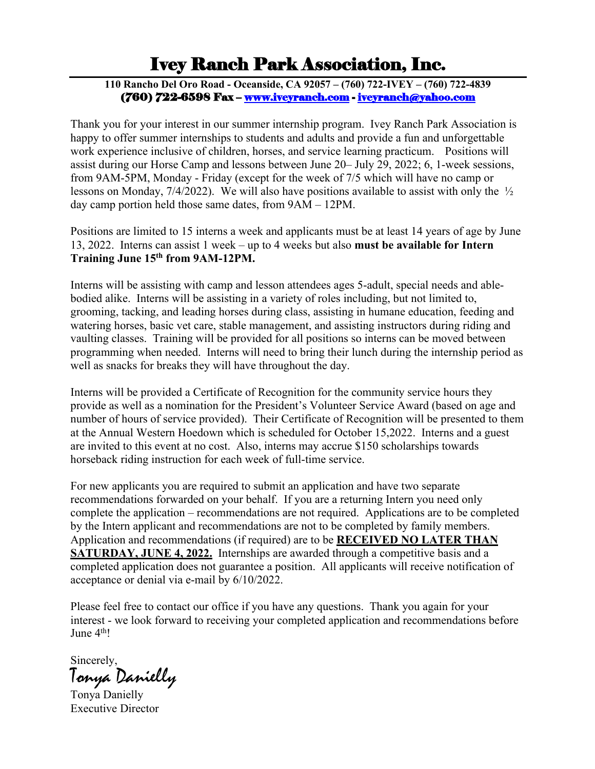# Ivey Ranch Park Association, Inc.

**110 Rancho Del Oro Road - Oceanside, CA 92057 – (760) 722-IVEY – (760) 722-4839**
**(760) 722-6598 Fax – www.iveyranch.com - iveyranch@yahoo.com**

Thank you for your interest in our summer internship program. Ivey Ranch Park Association is happy to offer summer internships to students and adults and provide a fun and unforgettable work experience inclusive of children, horses, and service learning practicum. Positions will assist during our Horse Camp and lessons between June 20– July 29, 2022; 6, 1-week sessions, from 9AM-5PM, Monday - Friday (except for the week of 7/5 which will have no camp or lessons on Monday, 7/4/2022). We will also have positions available to assist with only the ½ day camp portion held those same dates, from 9AM – 12PM.

Positions are limited to 15 interns a week and applicants must be at least 14 years of age by June 13, 2022. Interns can assist 1 week – up to 4 weeks but also **must be available for Intern Training June 15th from 9AM-12PM.**

Interns will be assisting with camp and lesson attendees ages 5-adult, special needs and able-bodied alike. Interns will be assisting in a variety of roles including, but not limited to, grooming, tacking, and leading horses during class, assisting in humane education, feeding and watering horses, basic vet care, stable management, and assisting instructors during riding and vaulting classes. Training will be provided for all positions so interns can be moved between programming when needed. Interns will need to bring their lunch during the internship period as well as snacks for breaks they will have throughout the day.

Interns will be provided a Certificate of Recognition for the community service hours they provide as well as a nomination for the President's Volunteer Service Award (based on age and number of hours of service provided). Their Certificate of Recognition will be presented to them at the Annual Western Hoedown which is scheduled for October 15,2022. Interns and a guest are invited to this event at no cost. Also, interns may accrue $150 scholarships towards horseback riding instruction for each week of full-time service.

For new applicants you are required to submit an application and have two separate recommendations forwarded on your behalf. If you are a returning Intern you need only complete the application – recommendations are not required. Applications are to be completed by the Intern applicant and recommendations are not to be completed by family members. Application and recommendations (if required) are to be **RECEIVED NO LATER THAN SATURDAY, JUNE 4, 2022.** Internships are awarded through a competitive basis and a completed application does not guarantee a position. All applicants will receive notification of acceptance or denial via e-mail by 6/10/2022.

Please feel free to contact our office if you have any questions. Thank you again for your interest - we look forward to receiving your completed application and recommendations before June 4th!

Sincerely,
*Tonya Danielly*

Tonya Danielly
Executive Director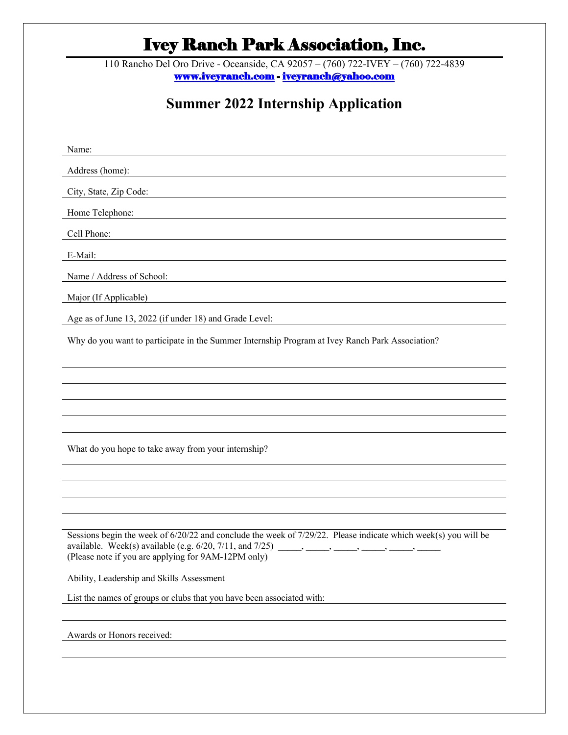# Ivey Ranch Park Association, Inc.

110 Rancho Del Oro Drive - Oceanside, CA 92057 – (760) 722-IVEY – (760) 722-4839
**www.iveyranch.com - iveyranch@yahoo.com**

## Summer 2022 Internship Application

Name: ________________________________________________

Address (home): ________________________________________________

City, State, Zip Code: ________________________________________________

Home Telephone: ________________________________________________

Cell Phone: ________________________________________________

E-Mail: ________________________________________________

Name / Address of School: ________________________________________________

Major (If Applicable) ________________________________________________

Age as of June 13, 2022 (if under 18) and Grade Level: ________________________________________________

Why do you want to participate in the Summer Internship Program at Ivey Ranch Park Association?

________________________________________________

________________________________________________

________________________________________________

________________________________________________

________________________________________________

What do you hope to take away from your internship?

________________________________________________

________________________________________________

________________________________________________

________________________________________________

________________________________________________

Sessions begin the week of 6/20/22 and conclude the week of 7/29/22. Please indicate which week(s) you will be available. Week(s) available (e.g. 6/20, 7/11, and 7/25) _____, _____, _____, _____, _____, _____
(Please note if you are applying for 9AM-12PM only)

Ability, Leadership and Skills Assessment

List the names of groups or clubs that you have been associated with: ________________________________________________

________________________________________________

Awards or Honors received: ________________________________________________

________________________________________________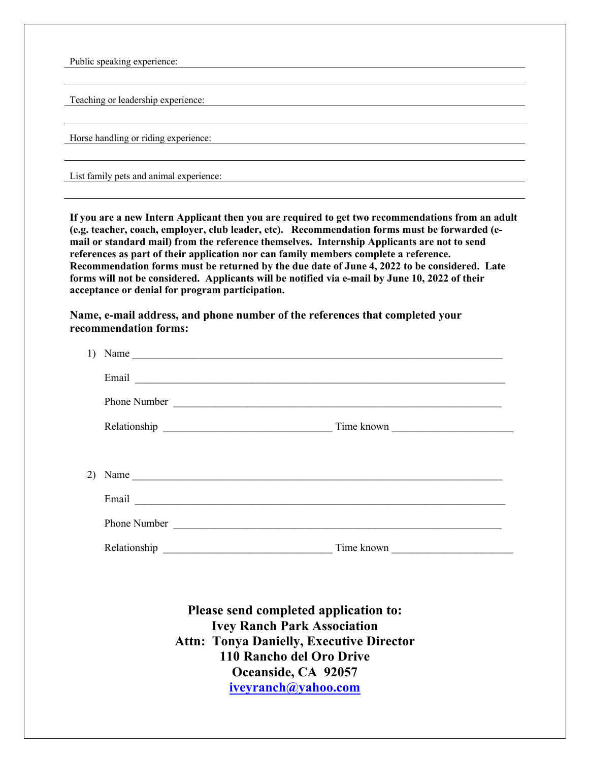Public speaking experience: \_\_\_\_\_\_\_\_\_\_\_\_\_\_\_\_\_\_\_\_\_\_\_\_\_\_\_\_\_\_\_\_\_\_\_\_\_\_\_\_\_\_\_\_\_\_\_\_

\_\_\_\_\_\_\_\_\_\_\_\_\_\_\_\_\_\_\_\_\_\_\_\_\_\_\_\_\_\_\_\_\_\_\_\_\_\_\_\_\_\_\_\_\_\_\_\_\_\_\_\_\_\_\_\_\_\_\_\_\_\_\_\_\_\_\_\_\_\_\_\_\_\_

Teaching or leadership experience: \_\_\_\_\_\_\_\_\_\_\_\_\_\_\_\_\_\_\_\_\_\_\_\_\_\_\_\_\_\_\_\_\_\_\_\_\_\_\_\_\_\_\_\_

\_\_\_\_\_\_\_\_\_\_\_\_\_\_\_\_\_\_\_\_\_\_\_\_\_\_\_\_\_\_\_\_\_\_\_\_\_\_\_\_\_\_\_\_\_\_\_\_\_\_\_\_\_\_\_\_\_\_\_\_\_\_\_\_\_\_\_\_\_\_\_\_\_\_

Horse handling or riding experience: \_\_\_\_\_\_\_\_\_\_\_\_\_\_\_\_\_\_\_\_\_\_\_\_\_\_\_\_\_\_\_\_\_\_\_\_\_\_\_\_\_\_\_

\_\_\_\_\_\_\_\_\_\_\_\_\_\_\_\_\_\_\_\_\_\_\_\_\_\_\_\_\_\_\_\_\_\_\_\_\_\_\_\_\_\_\_\_\_\_\_\_\_\_\_\_\_\_\_\_\_\_\_\_\_\_\_\_\_\_\_\_\_\_\_\_\_\_

List family pets and animal experience: \_\_\_\_\_\_\_\_\_\_\_\_\_\_\_\_\_\_\_\_\_\_\_\_\_\_\_\_\_\_\_\_\_\_\_\_\_\_\_\_\_

\_\_\_\_\_\_\_\_\_\_\_\_\_\_\_\_\_\_\_\_\_\_\_\_\_\_\_\_\_\_\_\_\_\_\_\_\_\_\_\_\_\_\_\_\_\_\_\_\_\_\_\_\_\_\_\_\_\_\_\_\_\_\_\_\_\_\_\_\_\_\_\_\_\_

**If you are a new Intern Applicant then you are required to get two recommendations from an adult (e.g. teacher, coach, employer, club leader, etc). Recommendation forms must be forwarded (e-mail or standard mail) from the reference themselves. Internship Applicants are not to send references as part of their application nor can family members complete a reference. Recommendation forms must be returned by the due date of June 4, 2022 to be considered. Late forms will not be considered. Applicants will be notified via e-mail by June 10, 2022 of their acceptance or denial for program participation.**

**Name, e-mail address, and phone number of the references that completed your recommendation forms:**

1) Name \_\_\_\_\_\_\_\_\_\_\_\_\_\_\_\_\_\_\_\_\_\_\_\_\_\_\_\_\_\_\_\_\_\_\_\_\_\_\_\_\_\_\_\_\_\_\_\_\_\_\_\_\_\_\_\_\_\_\_\_\_\_\_\_\_\_\_

   Email \_\_\_\_\_\_\_\_\_\_\_\_\_\_\_\_\_\_\_\_\_\_\_\_\_\_\_\_\_\_\_\_\_\_\_\_\_\_\_\_\_\_\_\_\_\_\_\_\_\_\_\_\_\_\_\_\_\_\_\_\_\_\_\_\_\_\_

   Phone Number \_\_\_\_\_\_\_\_\_\_\_\_\_\_\_\_\_\_\_\_\_\_\_\_\_\_\_\_\_\_\_\_\_\_\_\_\_\_\_\_\_\_\_\_\_\_\_\_\_\_\_\_\_\_\_\_\_\_\_\_

   Relationship \_\_\_\_\_\_\_\_\_\_\_\_\_\_\_\_\_\_\_\_\_\_\_\_\_\_\_\_\_\_\_\_ Time known \_\_\_\_\_\_\_\_\_\_\_\_\_\_\_\_\_\_\_\_\_\_

2) Name \_\_\_\_\_\_\_\_\_\_\_\_\_\_\_\_\_\_\_\_\_\_\_\_\_\_\_\_\_\_\_\_\_\_\_\_\_\_\_\_\_\_\_\_\_\_\_\_\_\_\_\_\_\_\_\_\_\_\_\_\_\_\_\_\_\_\_

   Email \_\_\_\_\_\_\_\_\_\_\_\_\_\_\_\_\_\_\_\_\_\_\_\_\_\_\_\_\_\_\_\_\_\_\_\_\_\_\_\_\_\_\_\_\_\_\_\_\_\_\_\_\_\_\_\_\_\_\_\_\_\_\_\_\_\_\_

   Phone Number \_\_\_\_\_\_\_\_\_\_\_\_\_\_\_\_\_\_\_\_\_\_\_\_\_\_\_\_\_\_\_\_\_\_\_\_\_\_\_\_\_\_\_\_\_\_\_\_\_\_\_\_\_\_\_\_\_\_\_\_

   Relationship \_\_\_\_\_\_\_\_\_\_\_\_\_\_\_\_\_\_\_\_\_\_\_\_\_\_\_\_\_\_\_\_ Time known \_\_\_\_\_\_\_\_\_\_\_\_\_\_\_\_\_\_\_\_\_\_

**Please send completed application to:**
**Ivey Ranch Park Association**
**Attn: Tonya Danielly, Executive Director**
**110 Rancho del Oro Drive**
**Oceanside, CA 92057**
**iveyranch@yahoo.com**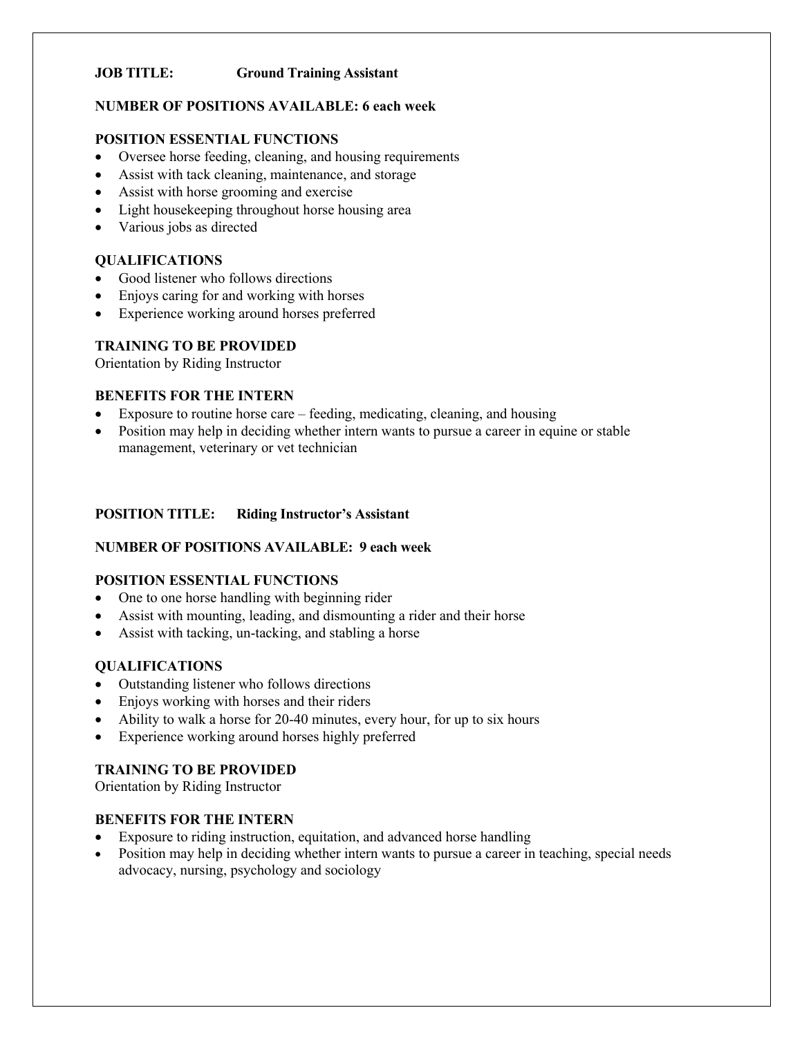**JOB TITLE: Ground Training Assistant**

**NUMBER OF POSITIONS AVAILABLE: 6 each week**

**POSITION ESSENTIAL FUNCTIONS**

- Oversee horse feeding, cleaning, and housing requirements
- Assist with tack cleaning, maintenance, and storage
- Assist with horse grooming and exercise
- Light housekeeping throughout horse housing area
- Various jobs as directed

**QUALIFICATIONS**

- Good listener who follows directions
- Enjoys caring for and working with horses
- Experience working around horses preferred

**TRAINING TO BE PROVIDED**

Orientation by Riding Instructor

**BENEFITS FOR THE INTERN**

- Exposure to routine horse care – feeding, medicating, cleaning, and housing
- Position may help in deciding whether intern wants to pursue a career in equine or stable management, veterinary or vet technician

**POSITION TITLE: Riding Instructor's Assistant**

**NUMBER OF POSITIONS AVAILABLE: 9 each week**

**POSITION ESSENTIAL FUNCTIONS**

- One to one horse handling with beginning rider
- Assist with mounting, leading, and dismounting a rider and their horse
- Assist with tacking, un-tacking, and stabling a horse

**QUALIFICATIONS**

- Outstanding listener who follows directions
- Enjoys working with horses and their riders
- Ability to walk a horse for 20-40 minutes, every hour, for up to six hours
- Experience working around horses highly preferred

**TRAINING TO BE PROVIDED**

Orientation by Riding Instructor

**BENEFITS FOR THE INTERN**

- Exposure to riding instruction, equitation, and advanced horse handling
- Position may help in deciding whether intern wants to pursue a career in teaching, special needs advocacy, nursing, psychology and sociology